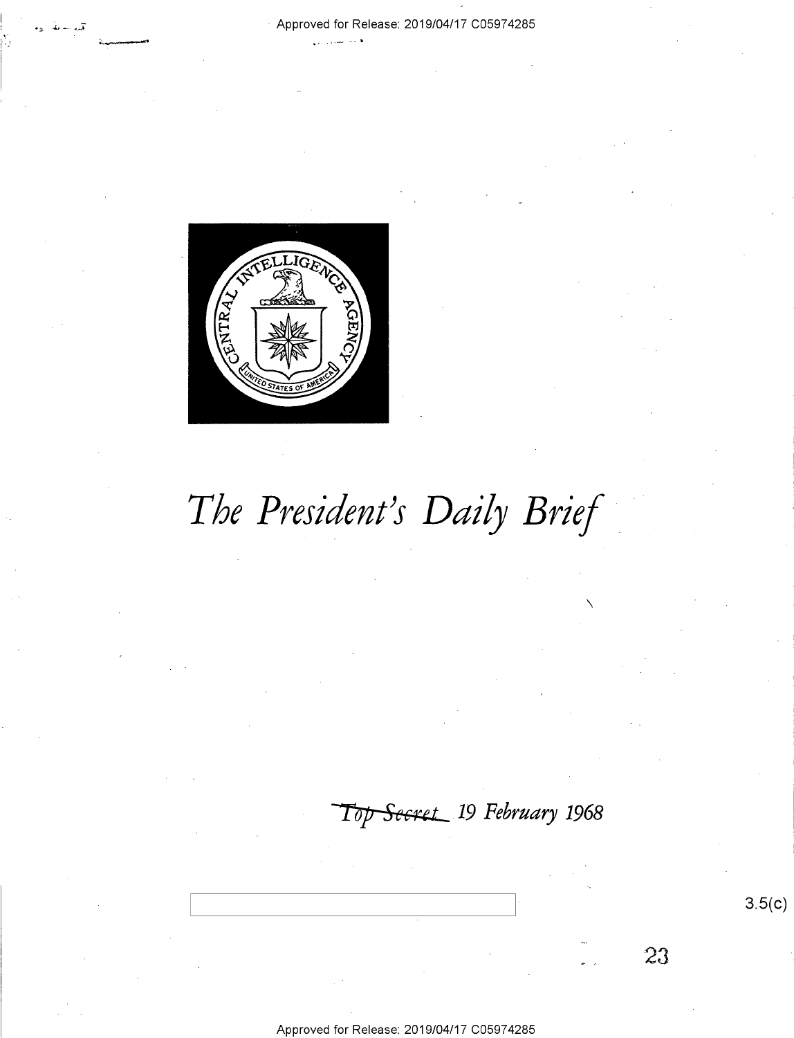# The President's Daily Brief

~~Top Secret~~ 19 February 1968

3.5(c)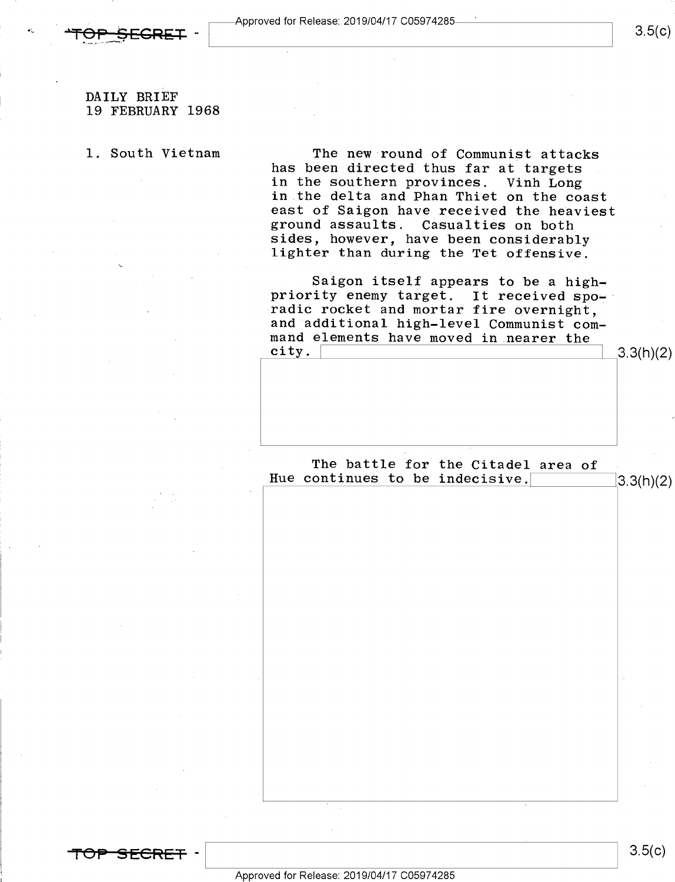DAILY BRIEF
19 FEBRUARY 1968

1. South Vietnam

The new round of Communist attacks has been directed thus far at targets in the southern provinces. Vinh Long in the delta and Phan Thiet on the coast east of Saigon have received the heaviest ground assaults. Casualties on both sides, however, have been considerably lighter than during the Tet offensive.

Saigon itself appears to be a high-priority enemy target. It received sporadic rocket and mortar fire overnight, and additional high-level Communist command elements have moved in nearer the city. 3.3(h)(2)

The battle for the Citadel area of Hue continues to be indecisive. 3.3(h)(2)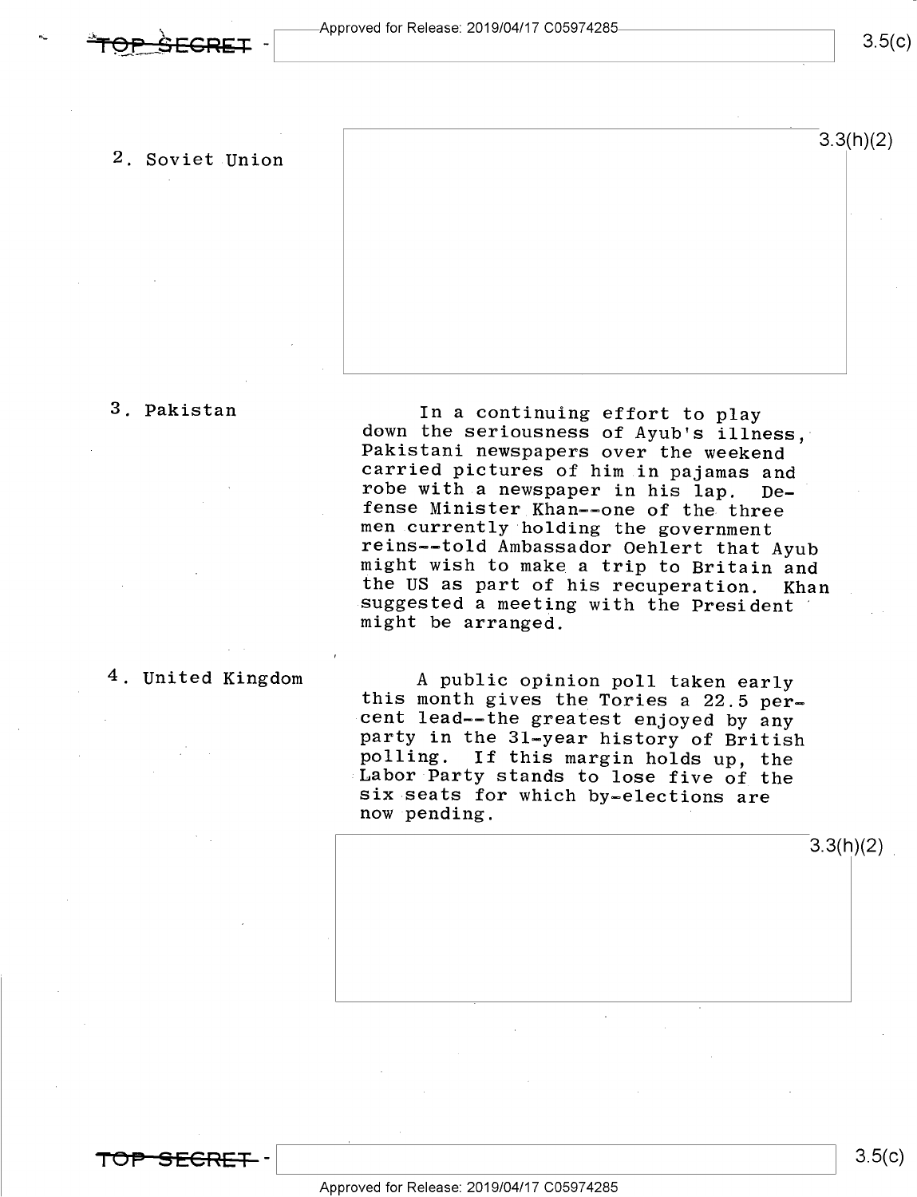2. Soviet Union

3.3(h)(2)

3. Pakistan

In a continuing effort to play down the seriousness of Ayub's illness, Pakistani newspapers over the weekend carried pictures of him in pajamas and robe with a newspaper in his lap. Defense Minister Khan--one of the three men currently holding the government reins--told Ambassador Oehlert that Ayub might wish to make a trip to Britain and the US as part of his recuperation. Khan suggested a meeting with the President might be arranged.

4. United Kingdom

A public opinion poll taken early this month gives the Tories a 22.5 percent lead--the greatest enjoyed by any party in the 31-year history of British polling. If this margin holds up, the Labor Party stands to lose five of the six seats for which by-elections are now pending.

3.3(h)(2)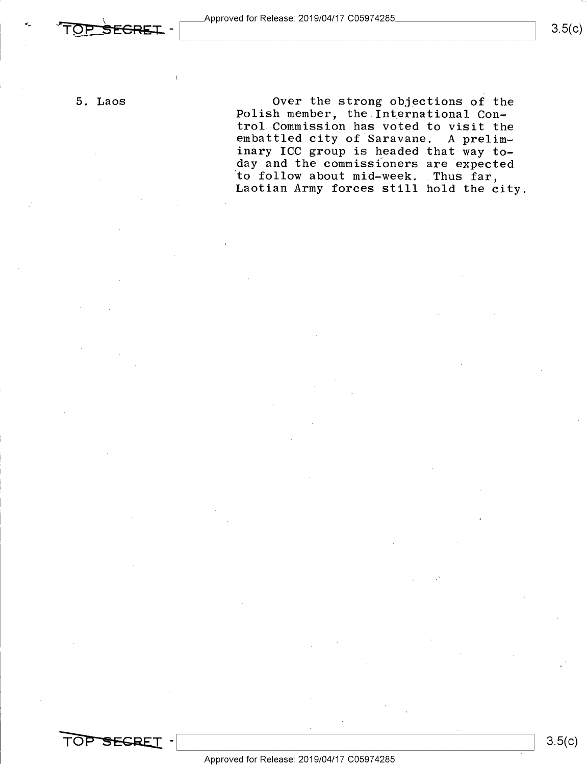5. Laos

Over the strong objections of the Polish member, the International Control Commission has voted to visit the embattled city of Saravane. A preliminary ICC group is headed that way today and the commissioners are expected to follow about mid-week. Thus far, Laotian Army forces still hold the city.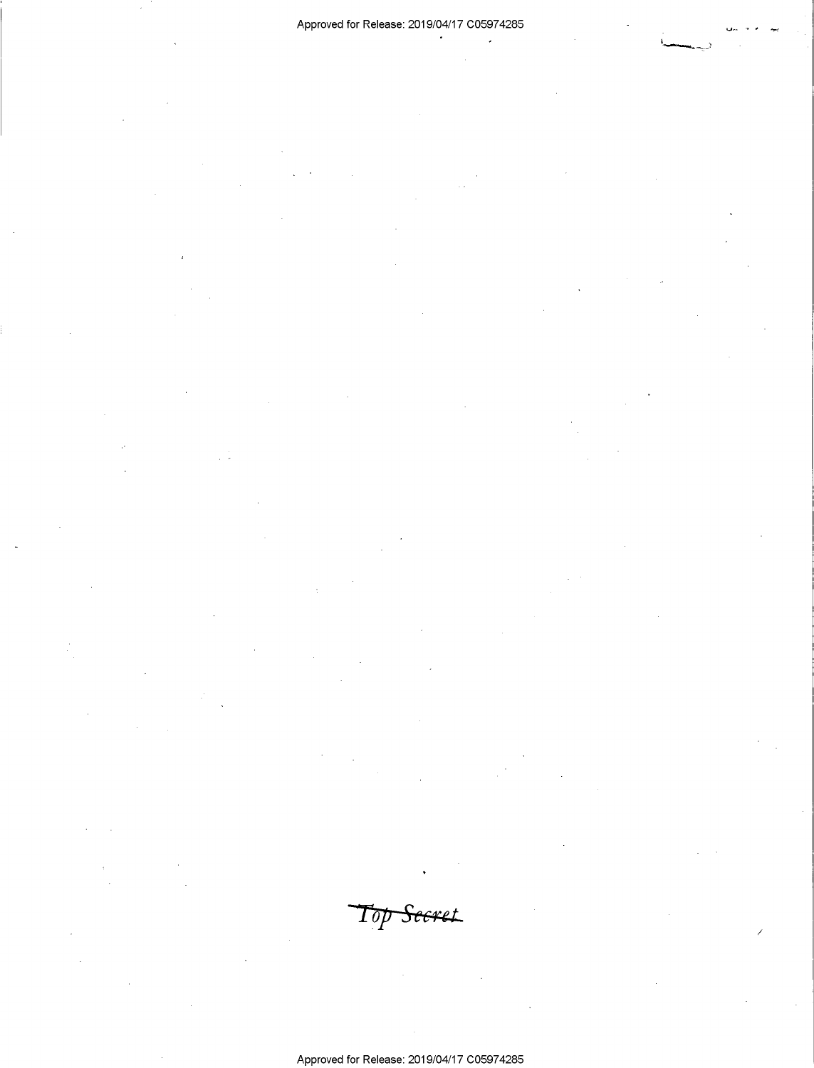~~Top Secret~~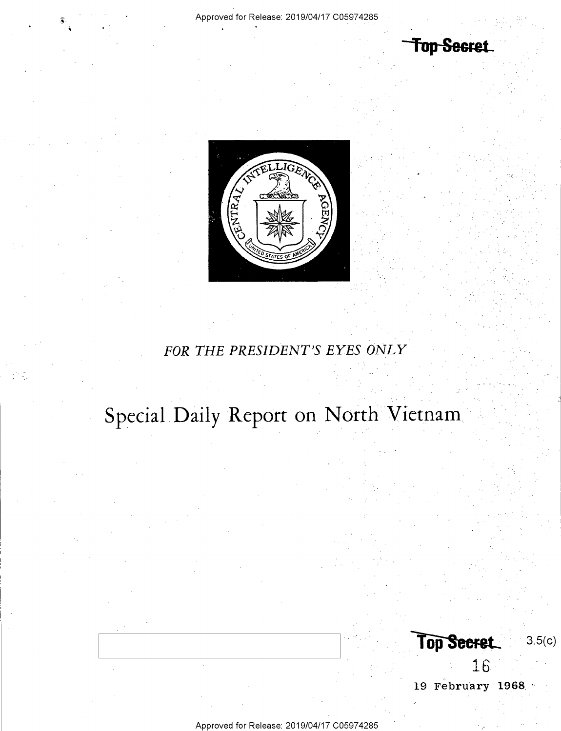Top Secret

FOR THE PRESIDENT'S EYES ONLY

# Special Daily Report on North Vietnam

Top Secret 3.5(c)

16

19 February 1968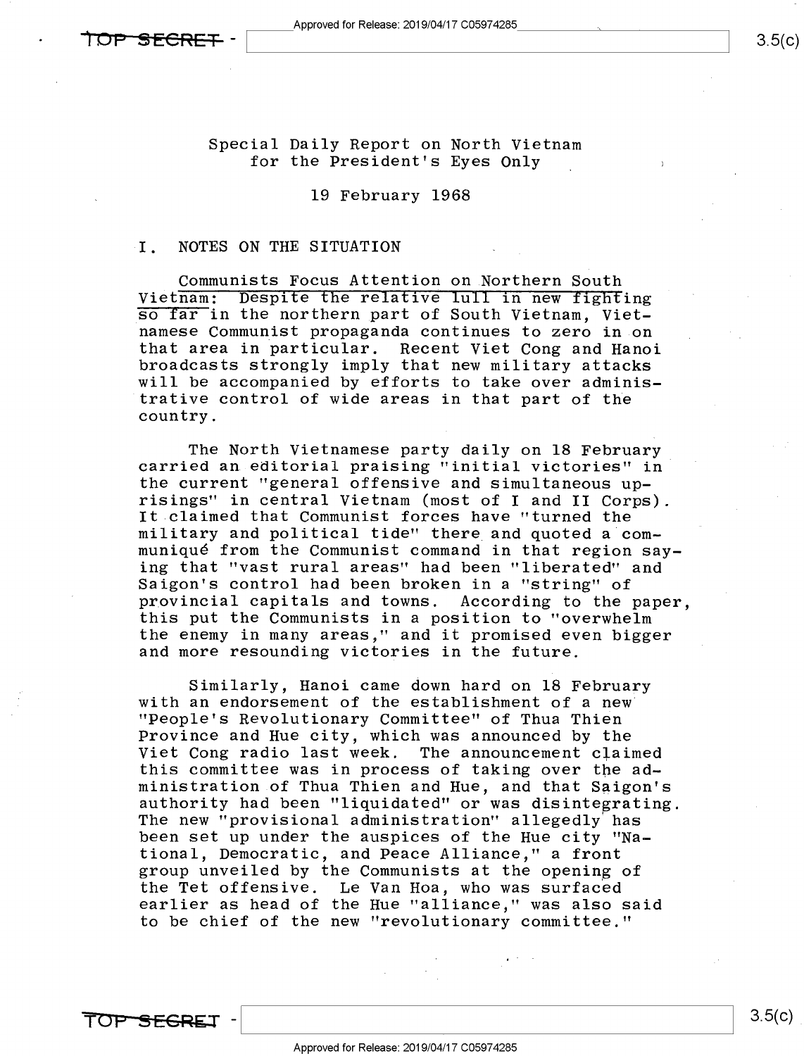Special Daily Report on North Vietnam
for the President's Eyes Only

19 February 1968

I. NOTES ON THE SITUATION

Communists Focus Attention on Northern South Vietnam: Despite the relative lull in new fighting so far in the northern part of South Vietnam, Vietnamese Communist propaganda continues to zero in on that area in particular. Recent Viet Cong and Hanoi broadcasts strongly imply that new military attacks will be accompanied by efforts to take over administrative control of wide areas in that part of the country.

The North Vietnamese party daily on 18 February carried an editorial praising "initial victories" in the current "general offensive and simultaneous uprisings" in central Vietnam (most of I and II Corps). It claimed that Communist forces have "turned the military and political tide" there and quoted a communiqué from the Communist command in that region saying that "vast rural areas" had been "liberated" and Saigon's control had been broken in a "string" of provincial capitals and towns. According to the paper, this put the Communists in a position to "overwhelm the enemy in many areas," and it promised even bigger and more resounding victories in the future.

Similarly, Hanoi came down hard on 18 February with an endorsement of the establishment of a new "People's Revolutionary Committee" of Thua Thien Province and Hue city, which was announced by the Viet Cong radio last week. The announcement claimed this committee was in process of taking over the administration of Thua Thien and Hue, and that Saigon's authority had been "liquidated" or was disintegrating. The new "provisional administration" allegedly has been set up under the auspices of the Hue city "National, Democratic, and Peace Alliance," a front group unveiled by the Communists at the opening of the Tet offensive. Le Van Hoa, who was surfaced earlier as head of the Hue "alliance," was also said to be chief of the new "revolutionary committee."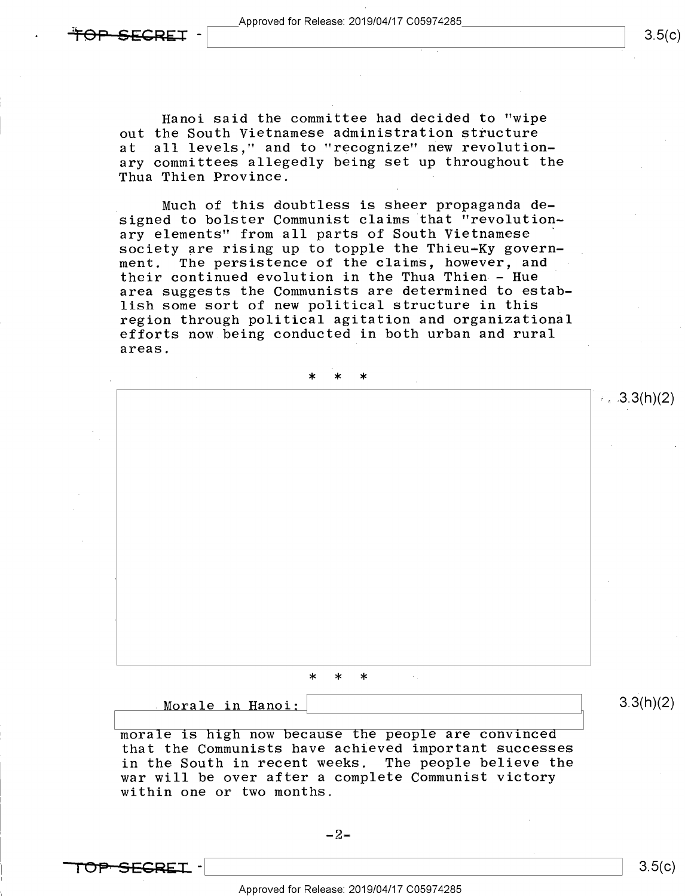Hanoi said the committee had decided to "wipe out the South Vietnamese administration structure at all levels," and to "recognize" new revolutionary committees allegedly being set up throughout the Thua Thien Province.

Much of this doubtless is sheer propaganda designed to bolster Communist claims that "revolutionary elements" from all parts of South Vietnamese society are rising up to topple the Thieu-Ky government. The persistence of the claims, however, and their continued evolution in the Thua Thien - Hue area suggests the Communists are determined to establish some sort of new political structure in this region through political agitation and organizational efforts now being conducted in both urban and rural areas.

* * *

3.3(h)(2)

* * *

Morale in Hanoi: 3.3(h)(2)

morale is high now because the people are convinced that the Communists have achieved important successes in the South in recent weeks. The people believe the war will be over after a complete Communist victory within one or two months.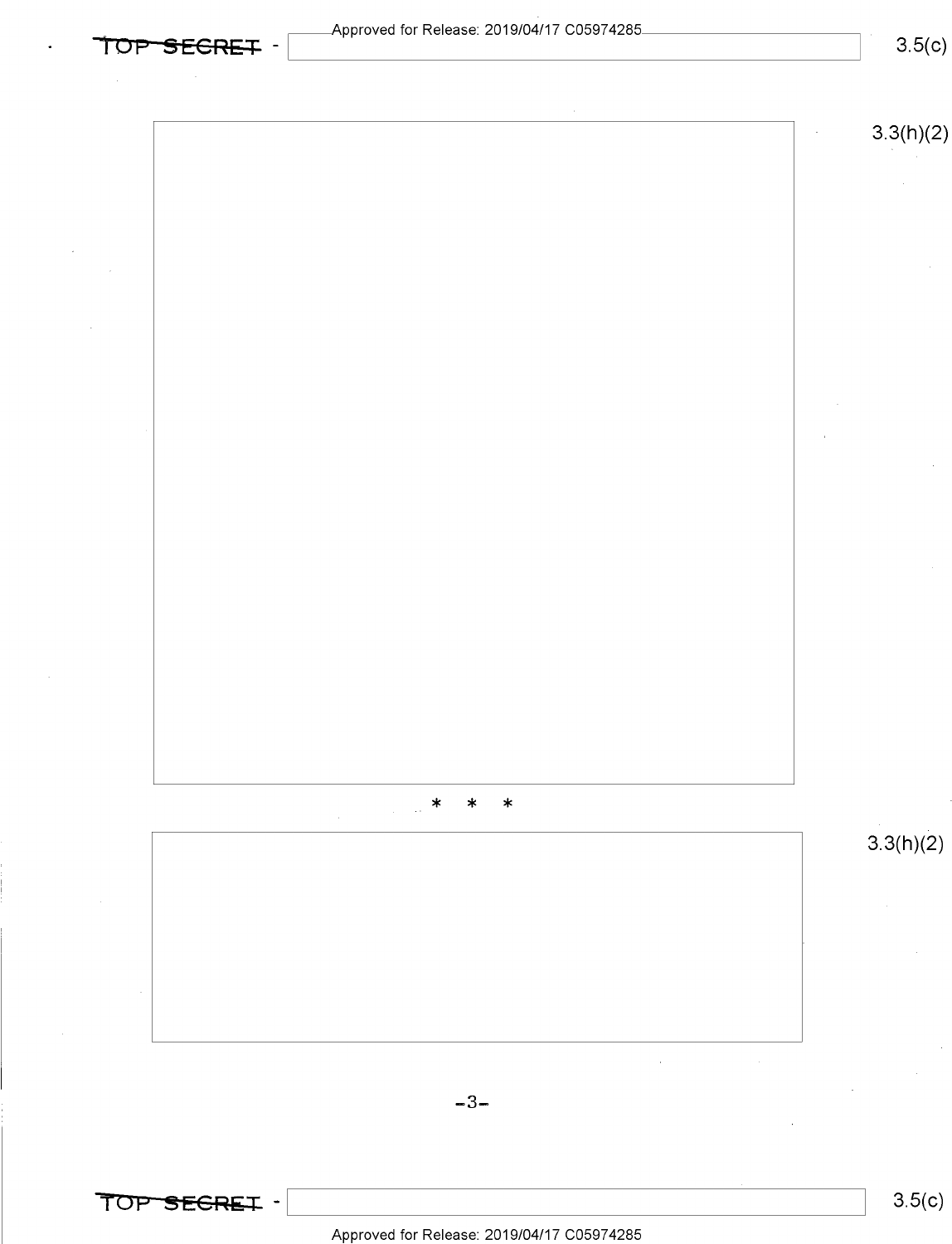3.3(h)(2)

\*   \*   \*

3.3(h)(2)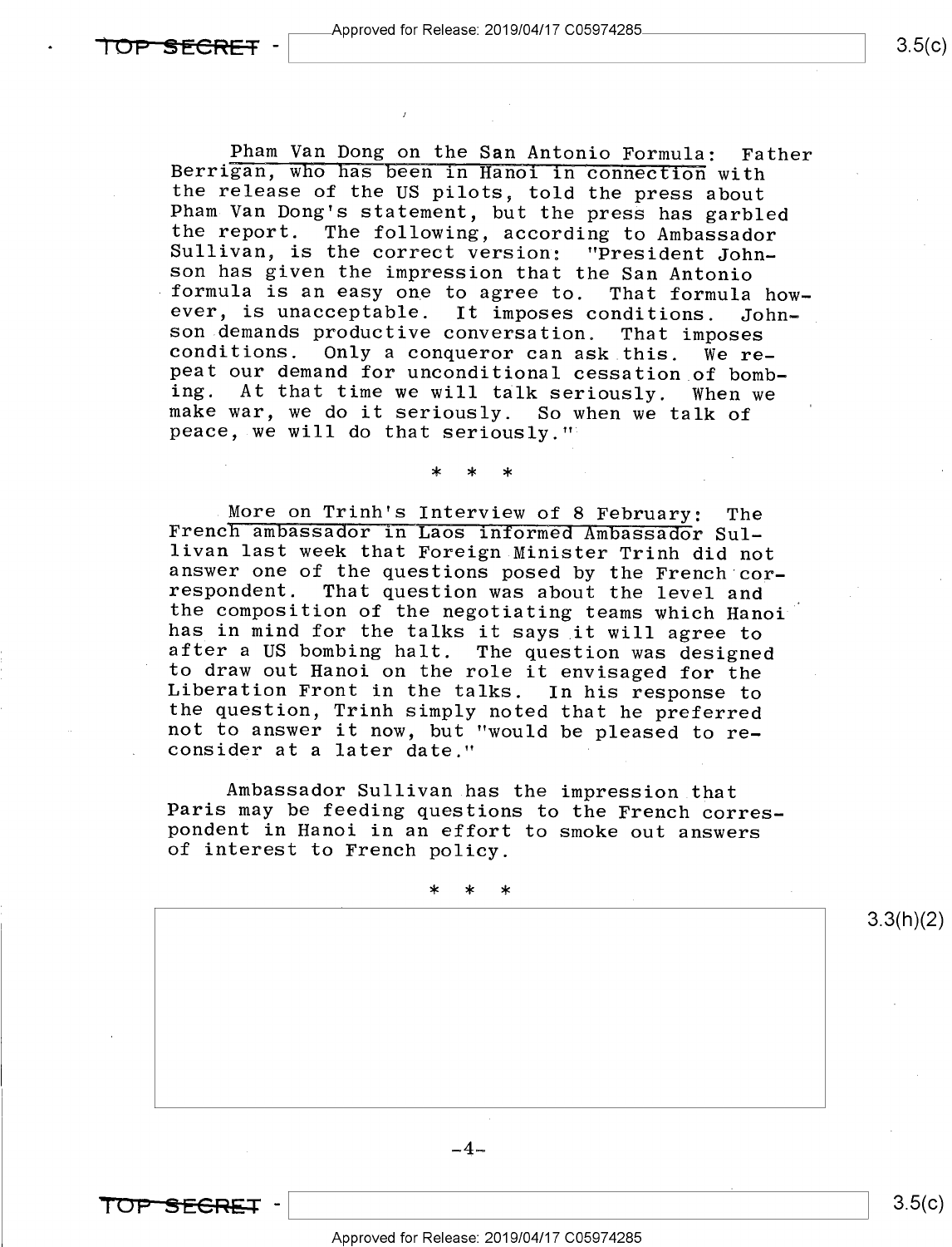<u>Pham Van Dong on the San Antonio Formula</u>: Father Berrigan, who has been in Hanoi in connection with the release of the US pilots, told the press about Pham Van Dong's statement, but the press has garbled the report. The following, according to Ambassador Sullivan, is the correct version: "President Johnson has given the impression that the San Antonio formula is an easy one to agree to. That formula however, is unacceptable. It imposes conditions. Johnson demands productive conversation. That imposes conditions. Only a conqueror can ask this. We repeat our demand for unconditional cessation of bombing. At that time we will talk seriously. When we make war, we do it seriously. So when we talk of peace, we will do that seriously."

\* \* \*

<u>More on Trinh's Interview of 8 February</u>: The French ambassador in Laos informed Ambassador Sullivan last week that Foreign Minister Trinh did not answer one of the questions posed by the French correspondent. That question was about the level and the composition of the negotiating teams which Hanoi has in mind for the talks it says it will agree to after a US bombing halt. The question was designed to draw out Hanoi on the role it envisaged for the Liberation Front in the talks. In his response to the question, Trinh simply noted that he preferred not to answer it now, but "would be pleased to reconsider at a later date."

Ambassador Sullivan has the impression that Paris may be feeding questions to the French correspondent in Hanoi in an effort to smoke out answers of interest to French policy.

\* \* \*

3.3(h)(2)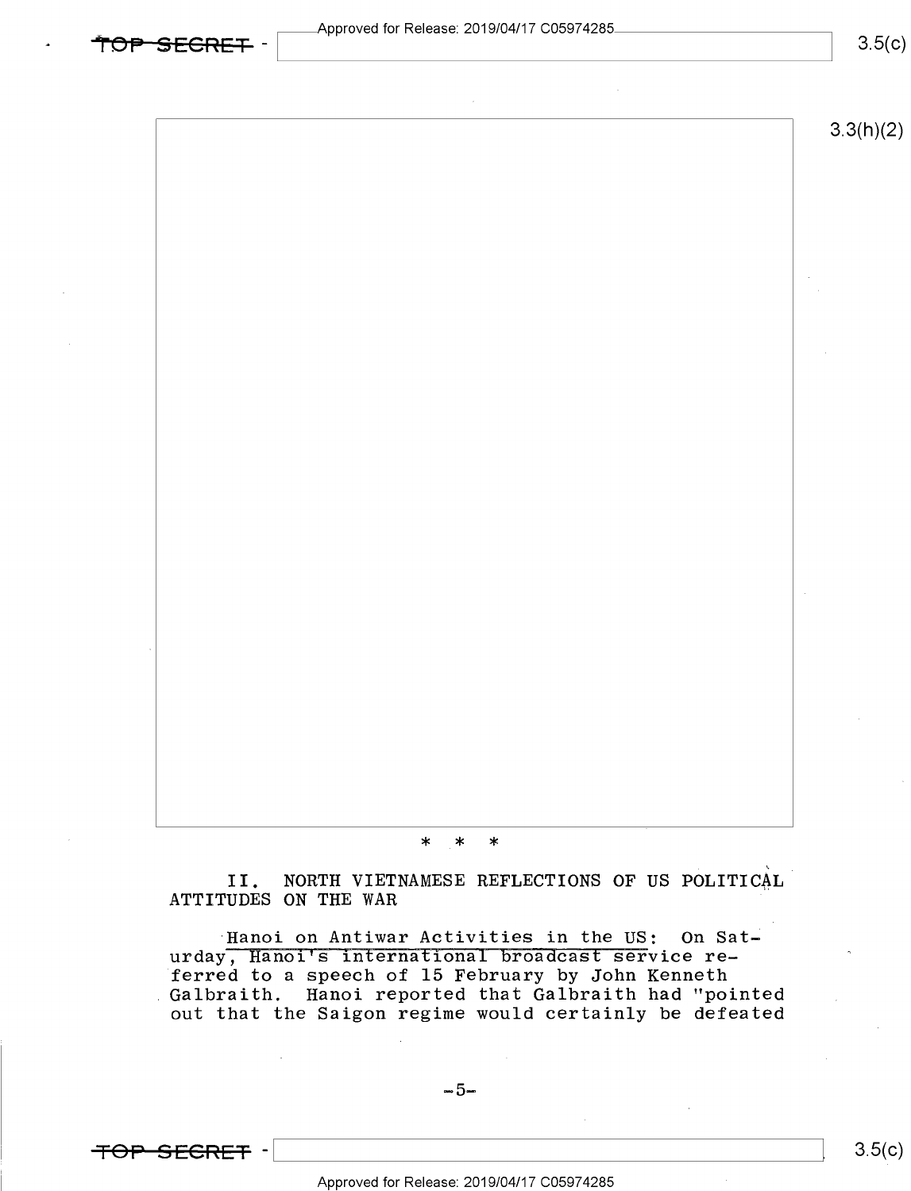* * *

II. NORTH VIETNAMESE REFLECTIONS OF US POLITICAL ATTITUDES ON THE WAR

Hanoi on Antiwar Activities in the US: On Saturday, Hanoi's international broadcast service referred to a speech of 15 February by John Kenneth Galbraith. Hanoi reported that Galbraith had "pointed out that the Saigon regime would certainly be defeated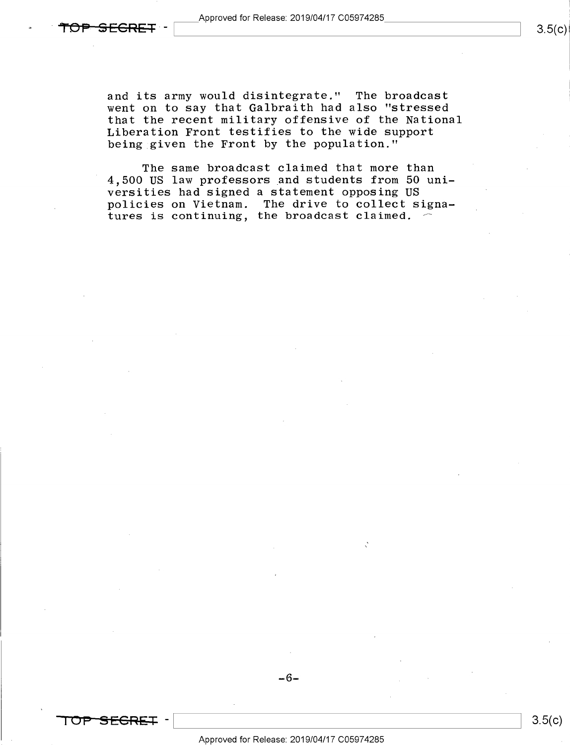and its army would disintegrate." The broadcast went on to say that Galbraith had also "stressed that the recent military offensive of the National Liberation Front testifies to the wide support being given the Front by the population."

The same broadcast claimed that more than 4,500 US law professors and students from 50 universities had signed a statement opposing US policies on Vietnam. The drive to collect signatures is continuing, the broadcast claimed.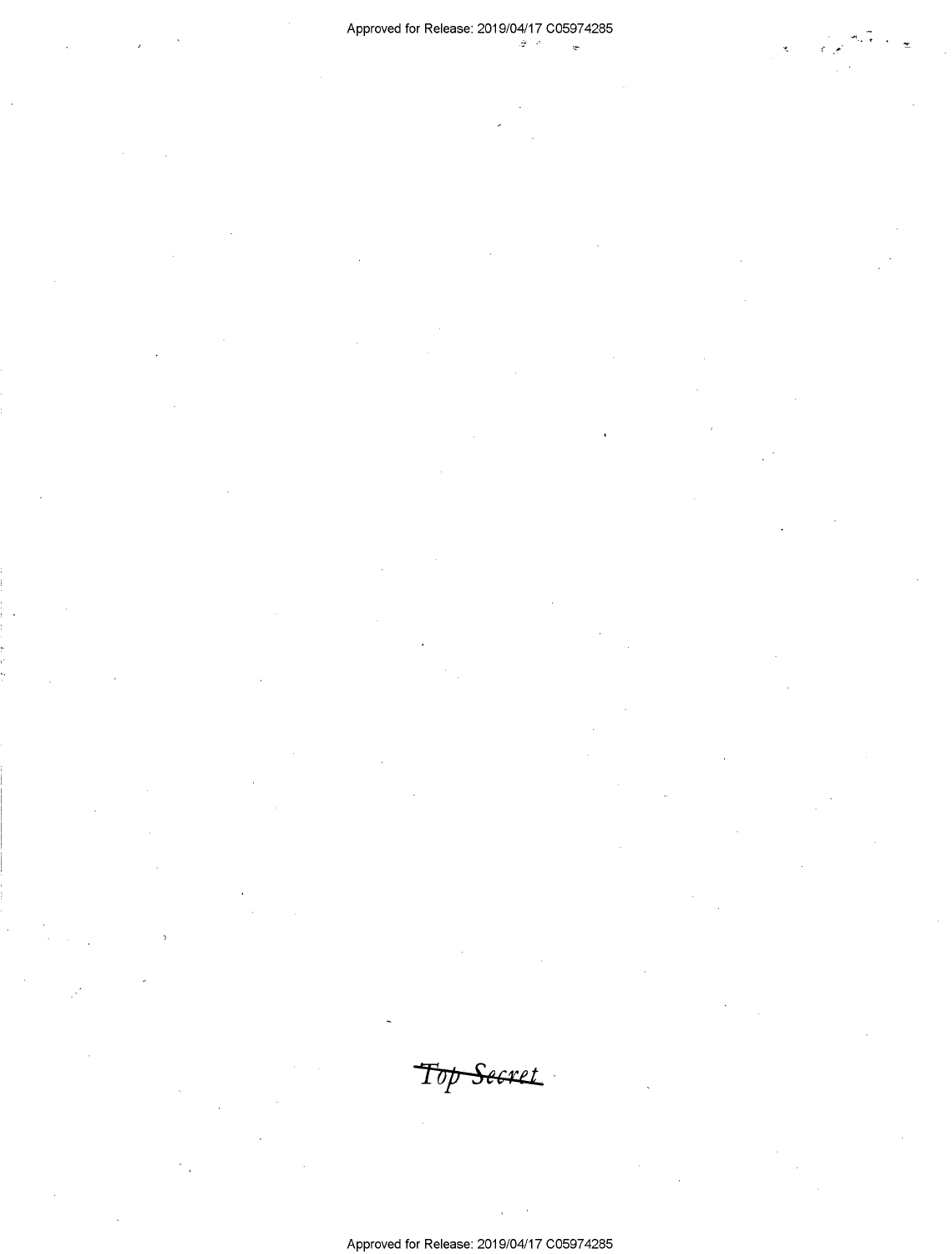~~Top Secret~~